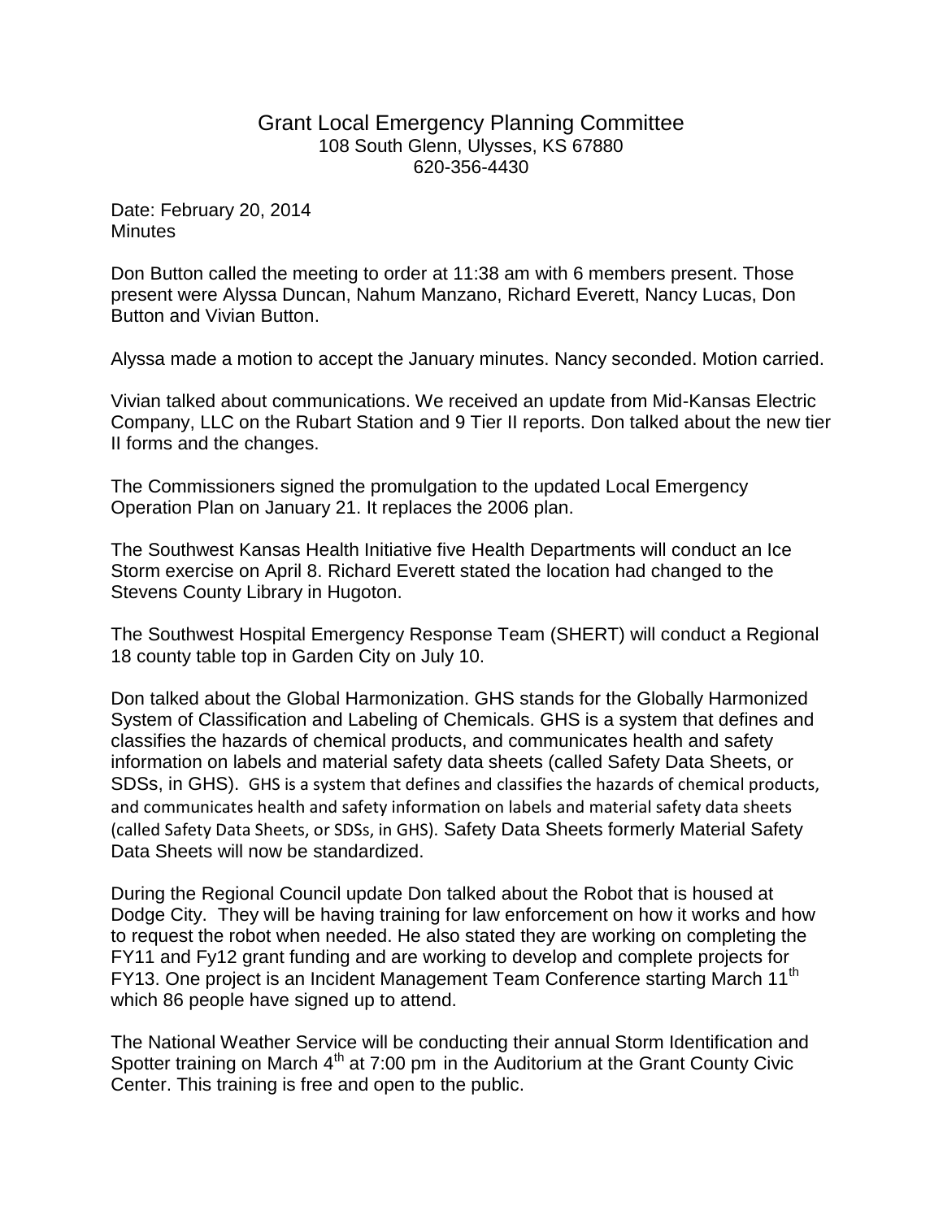# Grant Local Emergency Planning Committee

108 South Glenn, Ulysses, KS 67880
620-356-4430

Date: February 20, 2014
Minutes

Don Button called the meeting to order at 11:38 am with 6 members present. Those present were Alyssa Duncan, Nahum Manzano, Richard Everett, Nancy Lucas, Don Button and Vivian Button.

Alyssa made a motion to accept the January minutes. Nancy seconded. Motion carried.

Vivian talked about communications. We received an update from Mid-Kansas Electric Company, LLC on the Rubart Station and 9 Tier II reports. Don talked about the new tier II forms and the changes.

The Commissioners signed the promulgation to the updated Local Emergency Operation Plan on January 21. It replaces the 2006 plan.

The Southwest Kansas Health Initiative five Health Departments will conduct an Ice Storm exercise on April 8. Richard Everett stated the location had changed to the Stevens County Library in Hugoton.

The Southwest Hospital Emergency Response Team (SHERT) will conduct a Regional 18 county table top in Garden City on July 10.

Don talked about the Global Harmonization. GHS stands for the Globally Harmonized System of Classification and Labeling of Chemicals. GHS is a system that defines and classifies the hazards of chemical products, and communicates health and safety information on labels and material safety data sheets (called Safety Data Sheets, or SDSs, in GHS). GHS is a system that defines and classifies the hazards of chemical products, and communicates health and safety information on labels and material safety data sheets (called Safety Data Sheets, or SDSs, in GHS). Safety Data Sheets formerly Material Safety Data Sheets will now be standardized.

During the Regional Council update Don talked about the Robot that is housed at Dodge City. They will be having training for law enforcement on how it works and how to request the robot when needed. He also stated they are working on completing the FY11 and Fy12 grant funding and are working to develop and complete projects for FY13. One project is an Incident Management Team Conference starting March 11th which 86 people have signed up to attend.

The National Weather Service will be conducting their annual Storm Identification and Spotter training on March 4th at 7:00 pm in the Auditorium at the Grant County Civic Center. This training is free and open to the public.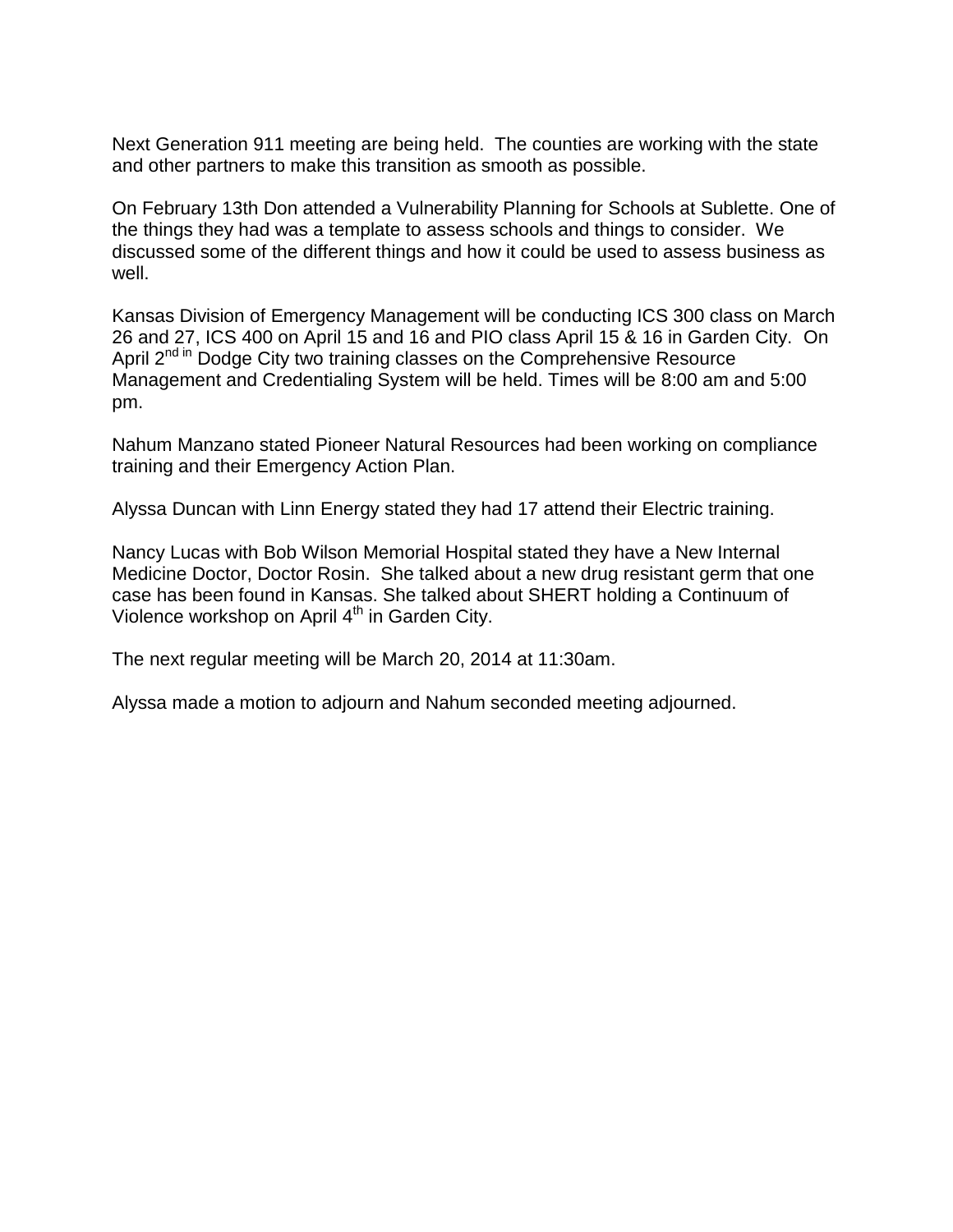Next Generation 911 meeting are being held. The counties are working with the state and other partners to make this transition as smooth as possible.

On February 13th Don attended a Vulnerability Planning for Schools at Sublette. One of the things they had was a template to assess schools and things to consider. We discussed some of the different things and how it could be used to assess business as well.

Kansas Division of Emergency Management will be conducting ICS 300 class on March 26 and 27, ICS 400 on April 15 and 16 and PIO class April 15 & 16 in Garden City. On April 2nd in Dodge City two training classes on the Comprehensive Resource Management and Credentialing System will be held. Times will be 8:00 am and 5:00 pm.

Nahum Manzano stated Pioneer Natural Resources had been working on compliance training and their Emergency Action Plan.

Alyssa Duncan with Linn Energy stated they had 17 attend their Electric training.

Nancy Lucas with Bob Wilson Memorial Hospital stated they have a New Internal Medicine Doctor, Doctor Rosin. She talked about a new drug resistant germ that one case has been found in Kansas. She talked about SHERT holding a Continuum of Violence workshop on April 4th in Garden City.

The next regular meeting will be March 20, 2014 at 11:30am.

Alyssa made a motion to adjourn and Nahum seconded meeting adjourned.